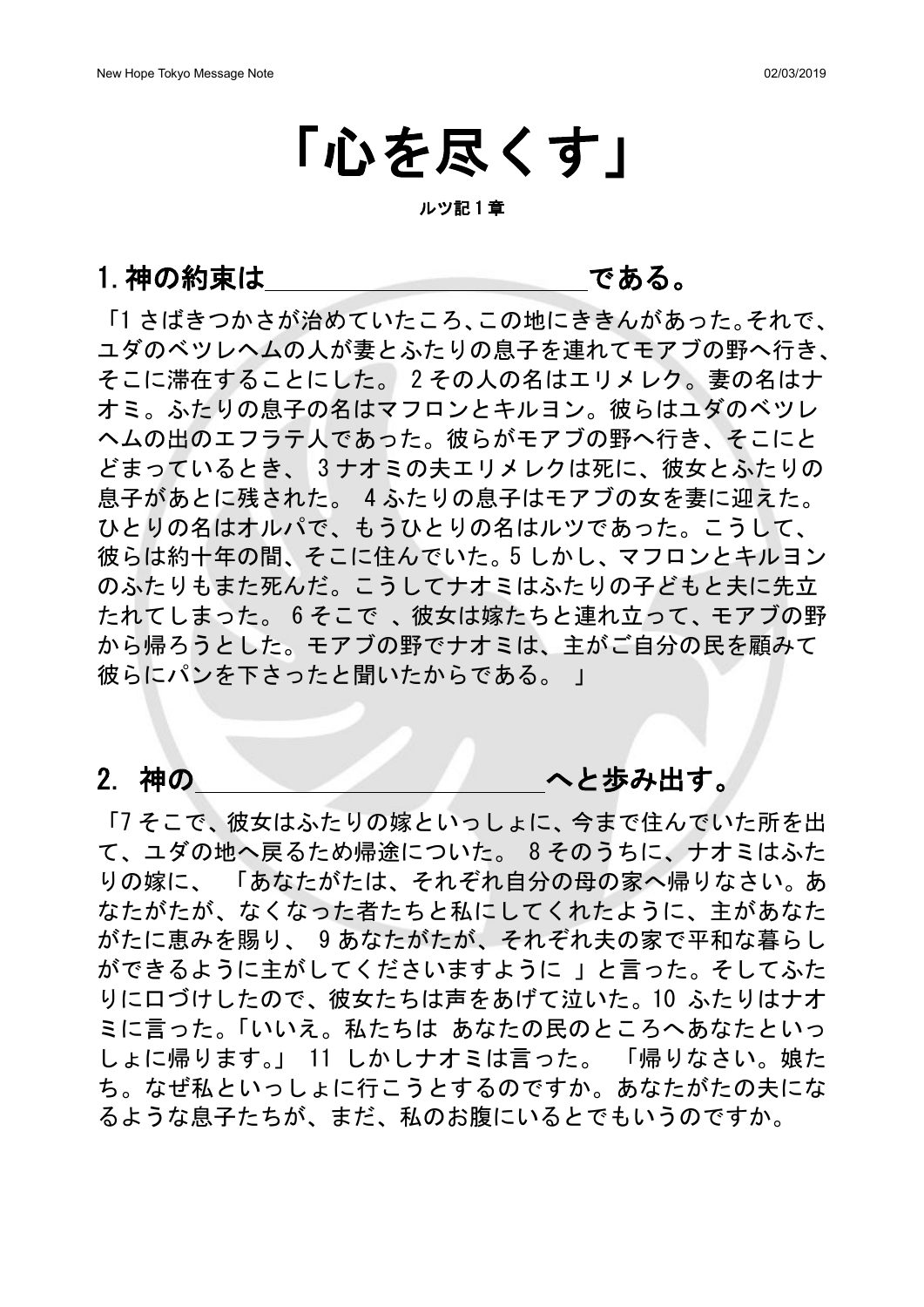# 「心を尽くす」

ルツ記１章

## 1.神の約束は＿＿＿＿＿＿＿＿＿＿＿＿＿＿である。

「1 さばきつかさが治めていたころ、この地にききんがあった。それで、ユダのベツレヘムの人が妻とふたりの息子を連れてモアブの野へ行き、そこに滞在することにした。 2 その人の名はエリメレク。妻の名はナオミ。ふたりの息子の名はマフロンとキルヨン。彼らはユダのベツレヘムの出のエフラテ人であった。彼らがモアブの野へ行き、そこにとどまっているとき、 3 ナオミの夫エリメレクは死に、彼女とふたりの息子があとに残された。 4 ふたりの息子はモアブの女を妻に迎えた。ひとりの名はオルパで、もうひとりの名はルツであった。こうして、彼らは約十年の間、そこに住んでいた。5 しかし、マフロンとキルヨンのふたりもまた死んだ。こうしてナオミはふたりの子どもと夫に先立たれてしまった。 6 そこで 、彼女は嫁たちと連れ立って、モアブの野から帰ろうとした。モアブの野でナオミは、主がご自分の民を顧みて彼らにパンを下さったと聞いたからである。 」

## 2. 神の＿＿＿＿＿＿＿＿＿＿＿＿＿＿へと歩み出す。

「7 そこで、彼女はふたりの嫁といっしょに、今まで住んでいた所を出て、ユダの地へ戻るため帰途についた。 8 そのうちに、ナオミはふたりの嫁に、 「あなたがたは、それぞれ自分の母の家へ帰りなさい。あなたがたが、なくなった者たちと私にしてくれたように、主があなたがたに恵みを賜り、 9 あなたがたが、それぞれ夫の家で平和な暮らしができるように主がしてくださいますように 」と言った。そしてふたりに口づけしたので、彼女たちは声をあげて泣いた。10 ふたりはナオミに言った。「いいえ。私たちは あなたの民のところへあなたといっしょに帰ります。」 11 しかしナオミは言った。 「帰りなさい。娘たち。なぜ私といっしょに行こうとするのですか。あなたがたの夫になるような息子たちが、まだ、私のお腹にいるとでもいうのですか。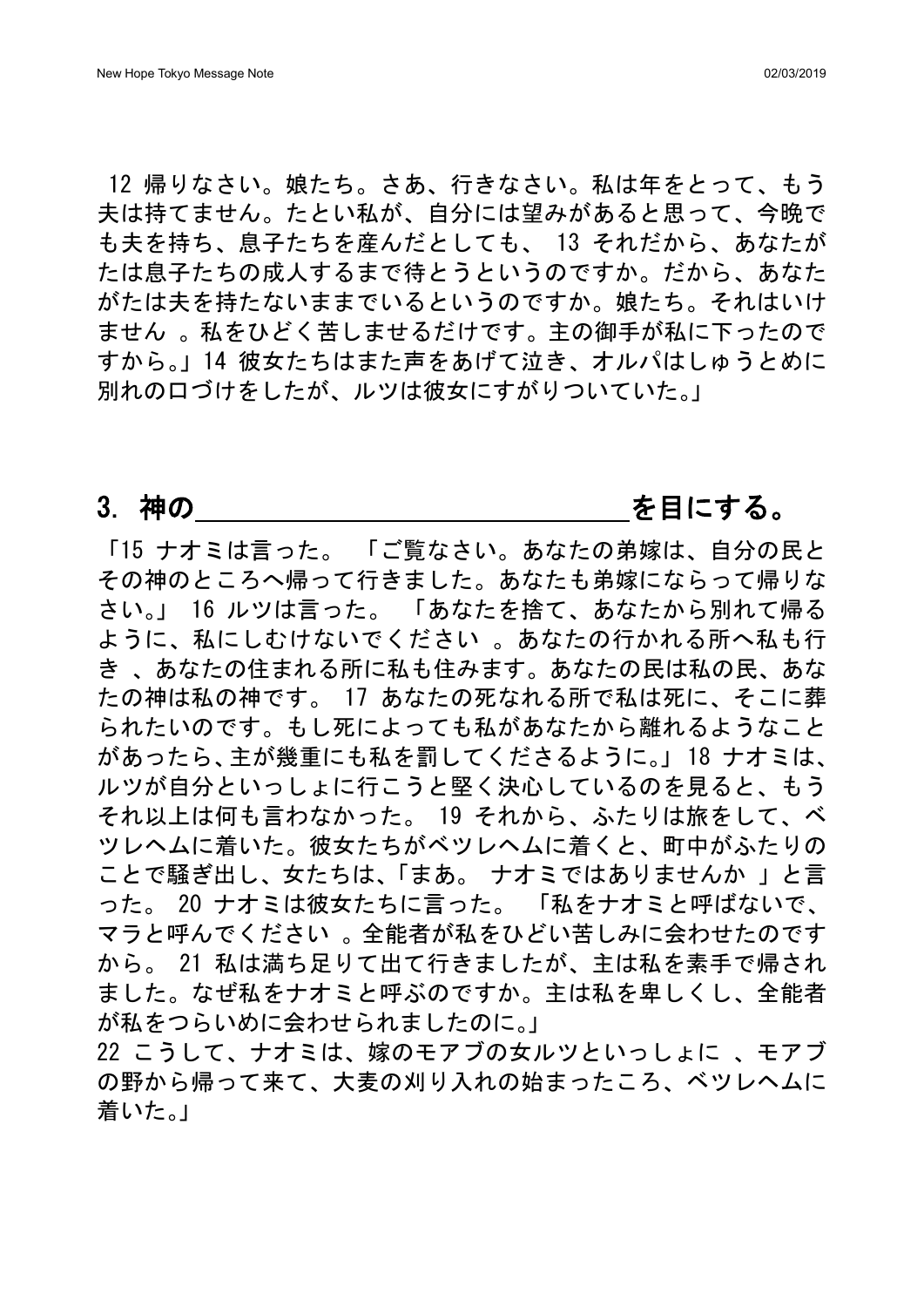12 帰りなさい。娘たち。さあ、行きなさい。私は年をとって、もう夫は持てません。たとい私が、自分には望みがあると思って、今晩でも夫を持ち、息子たちを産んだとしても、 13 それだから、あなたがたは息子たちの成人するまで待とうというのですか。だから、あなたがたは夫を持たないままでいるというのですか。娘たち。それはいけません 。私をひどく苦しませるだけです。主の御手が私に下ったのですから。」14 彼女たちはまた声をあげて泣き、オルパはしゅうとめに別れの口づけをしたが、ルツは彼女にすがりついていた。」

## 3. 神の＿＿＿＿＿＿＿＿＿＿＿＿＿＿を目にする。

「15 ナオミは言った。 「ご覧なさい。あなたの弟嫁は、自分の民とその神のところへ帰って行きました。あなたも弟嫁にならって帰りなさい。」 16 ルツは言った。 「あなたを捨て、あなたから別れて帰るように、私にしむけないでください 。あなたの行かれる所へ私も行き 、あなたの住まれる所に私も住みます。あなたの民は私の民、あなたの神は私の神です。 17 あなたの死なれる所で私は死に、そこに葬られたいのです。もし死によっても私があなたから離れるようなことがあったら、主が幾重にも私を罰してくださるように。」 18 ナオミは、ルツが自分といっしょに行こうと堅く決心しているのを見ると、もうそれ以上は何も言わなかった。 19 それから、ふたりは旅をして、ベツレヘムに着いた。彼女たちがベツレヘムに着くと、町中がふたりのことで騒ぎ出し、女たちは、「まあ。 ナオミではありませんか 」と言った。 20 ナオミは彼女たちに言った。 「私をナオミと呼ばないで、マラと呼んでください 。全能者が私をひどい苦しみに会わせたのですから。 21 私は満ち足りて出て行きましたが、主は私を素手で帰されました。なぜ私をナオミと呼ぶのですか。主は私を卑しくし、全能者が私をつらいめに会わせられましたのに。」

22 こうして、ナオミは、嫁のモアブの女ルツといっしょに 、モアブの野から帰って来て、大麦の刈り入れの始まったころ、ベツレヘムに着いた。」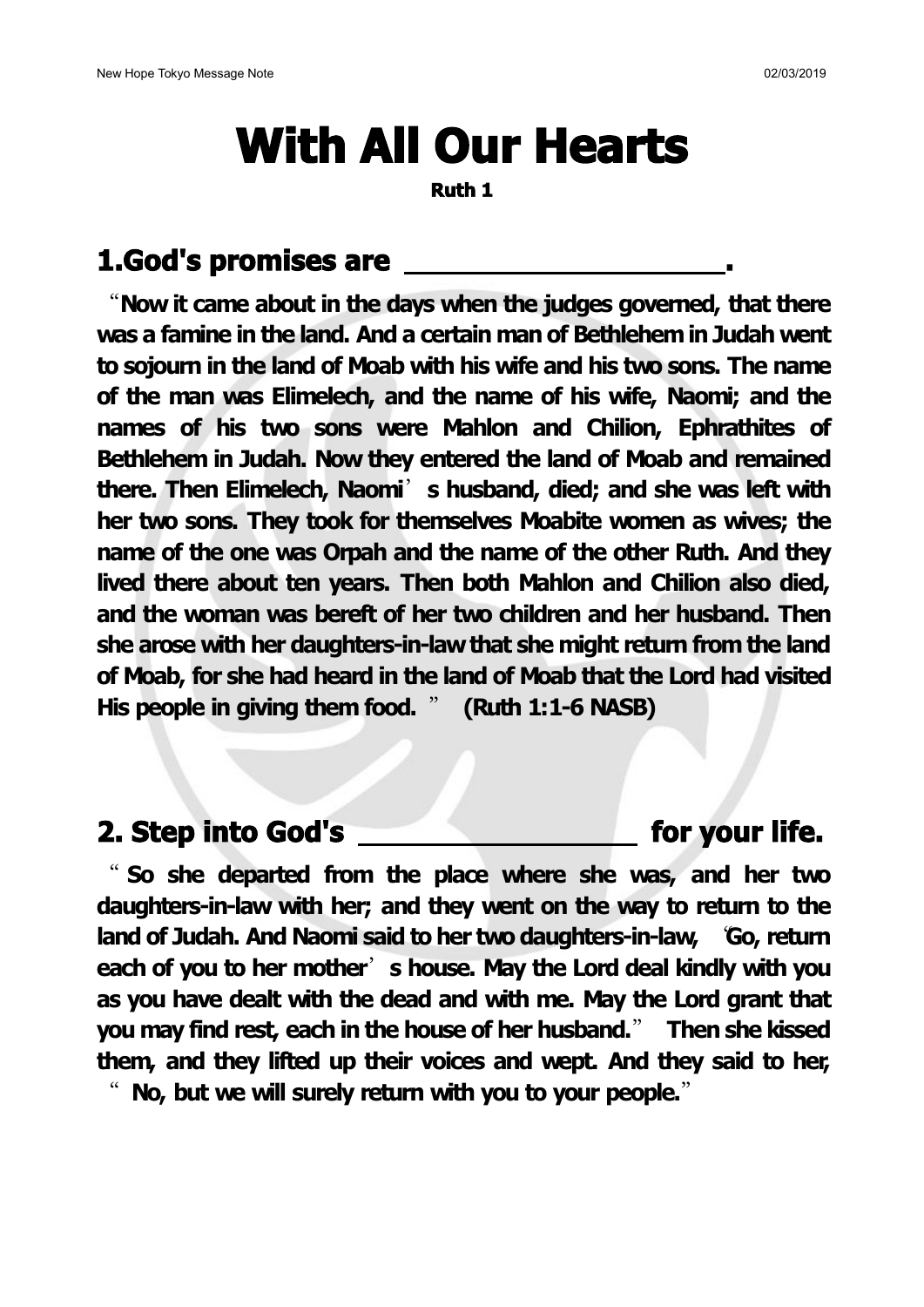# With All Our Hearts

**Ruth 1**

## 1.God's promises are ____________________.

"**Now it came about in the days when the judges governed, that there was a famine in the land. And a certain man of Bethlehem in Judah went to sojourn in the land of Moab with his wife and his two sons. The name of the man was Elimelech, and the name of his wife, Naomi; and the names of his two sons were Mahlon and Chilion, Ephrathites of Bethlehem in Judah. Now they entered the land of Moab and remained there. Then Elimelech, Naomi's husband, died; and she was left with her two sons. They took for themselves Moabite women as wives; the name of the one was Orpah and the name of the other Ruth. And they lived there about ten years. Then both Mahlon and Chilion also died, and the woman was bereft of her two children and her husband. Then she arose with her daughters-in-law that she might return from the land of Moab, for she had heard in the land of Moab that the Lord had visited His people in giving them food.**" **(Ruth 1:1-6 NASB)**

## 2. Step into God's ____________________ for your life.

"**So she departed from the place where she was, and her two daughters-in-law with her; and they went on the way to return to the land of Judah. And Naomi said to her two daughters-in-law, "Go, return each of you to her mother's house. May the Lord deal kindly with you as you have dealt with the dead and with me. May the Lord grant that you may find rest, each in the house of her husband." Then she kissed them, and they lifted up their voices and wept. And they said to her, "No, but we will surely return with you to your people."**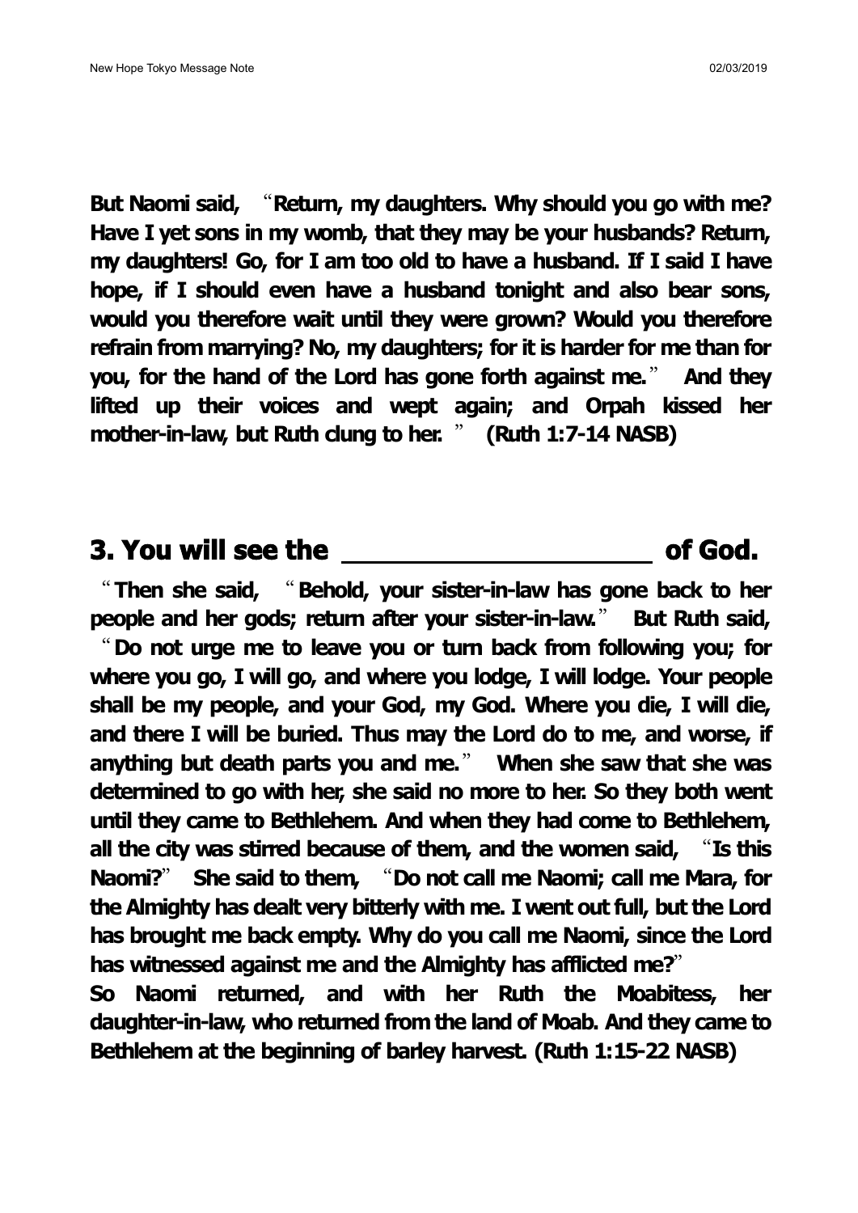**But Naomi said, "Return, my daughters. Why should you go with me? Have I yet sons in my womb, that they may be your husbands? Return, my daughters! Go, for I am too old to have a husband. If I said I have hope, if I should even have a husband tonight and also bear sons, would you therefore wait until they were grown? Would you therefore refrain from marrying? No, my daughters; for it is harder for me than for you, for the hand of the Lord has gone forth against me." And they lifted up their voices and wept again; and Orpah kissed her mother-in-law, but Ruth clung to her. " (Ruth 1:7-14 NASB)**

## 3. You will see the ____________________ of God.

**"Then she said, "Behold, your sister-in-law has gone back to her people and her gods; return after your sister-in-law." But Ruth said, "Do not urge me to leave you or turn back from following you; for where you go, I will go, and where you lodge, I will lodge. Your people shall be my people, and your God, my God. Where you die, I will die, and there I will be buried. Thus may the Lord do to me, and worse, if anything but death parts you and me." When she saw that she was determined to go with her, she said no more to her. So they both went until they came to Bethlehem. And when they had come to Bethlehem, all the city was stirred because of them, and the women said, "Is this Naomi?" She said to them, "Do not call me Naomi; call me Mara, for the Almighty has dealt very bitterly with me. I went out full, but the Lord has brought me back empty. Why do you call me Naomi, since the Lord has witnessed against me and the Almighty has afflicted me?"**
**So Naomi returned, and with her Ruth the Moabitess, her daughter-in-law, who returned from the land of Moab. And they came to Bethlehem at the beginning of barley harvest. (Ruth 1:15-22 NASB)**